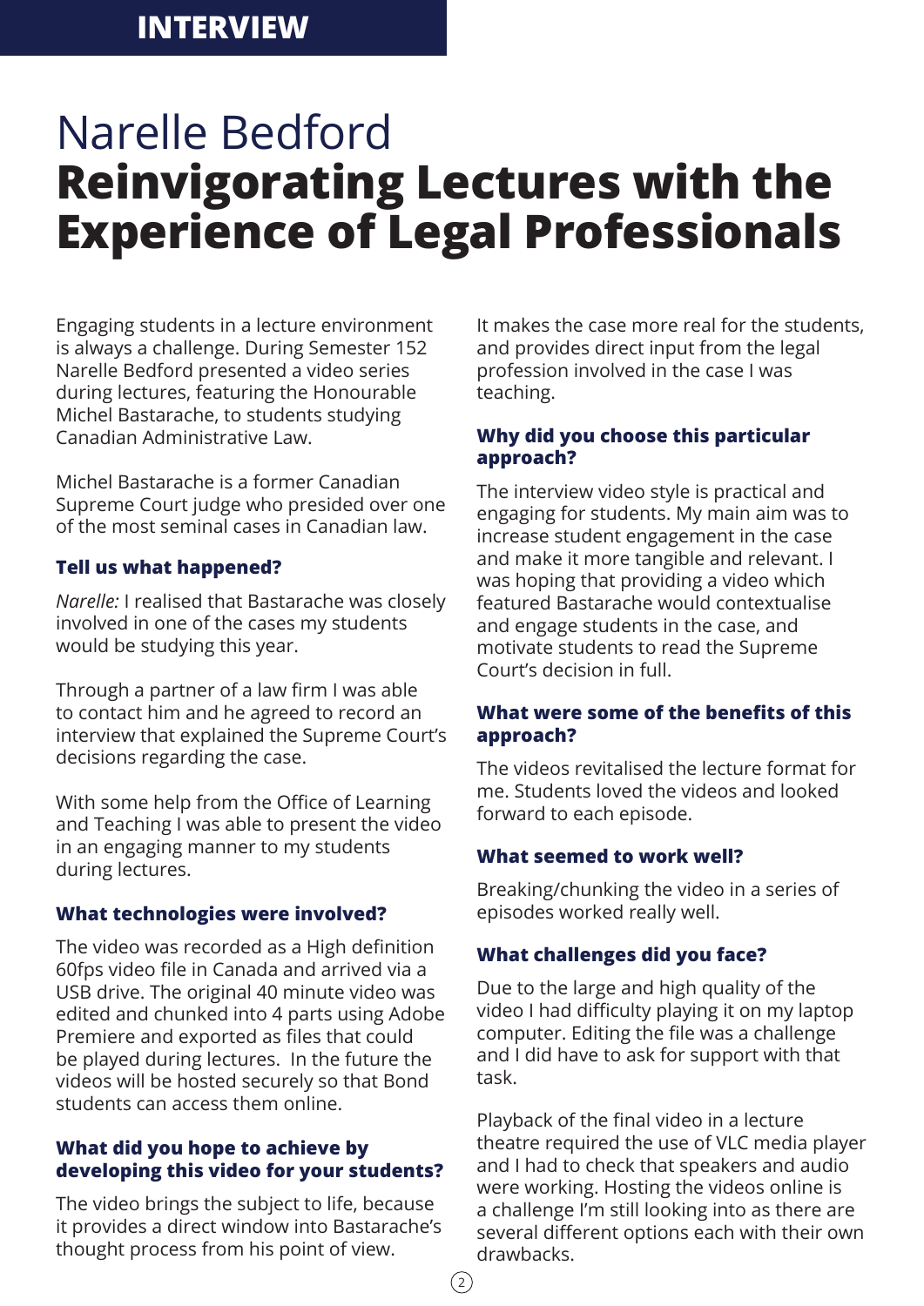INTERVIEW

# Narelle Bedford
# **Reinvigorating Lectures with the Experience of Legal Professionals**

Engaging students in a lecture environment is always a challenge. During Semester 152 Narelle Bedford presented a video series during lectures, featuring the Honourable Michel Bastarache, to students studying Canadian Administrative Law.

Michel Bastarache is a former Canadian Supreme Court judge who presided over one of the most seminal cases in Canadian law.

### Tell us what happened?

*Narelle:* I realised that Bastarache was closely involved in one of the cases my students would be studying this year.

Through a partner of a law firm I was able to contact him and he agreed to record an interview that explained the Supreme Court's decisions regarding the case.

With some help from the Office of Learning and Teaching I was able to present the video in an engaging manner to my students during lectures.

### What technologies were involved?

The video was recorded as a High definition 60fps video file in Canada and arrived via a USB drive. The original 40 minute video was edited and chunked into 4 parts using Adobe Premiere and exported as files that could be played during lectures. In the future the videos will be hosted securely so that Bond students can access them online.

### What did you hope to achieve by developing this video for your students?

The video brings the subject to life, because it provides a direct window into Bastarache's thought process from his point of view. It makes the case more real for the students, and provides direct input from the legal profession involved in the case I was teaching.

### Why did you choose this particular approach?

The interview video style is practical and engaging for students. My main aim was to increase student engagement in the case and make it more tangible and relevant. I was hoping that providing a video which featured Bastarache would contextualise and engage students in the case, and motivate students to read the Supreme Court's decision in full.

### What were some of the benefits of this approach?

The videos revitalised the lecture format for me. Students loved the videos and looked forward to each episode.

### What seemed to work well?

Breaking/chunking the video in a series of episodes worked really well.

### What challenges did you face?

Due to the large and high quality of the video I had difficulty playing it on my laptop computer. Editing the file was a challenge and I did have to ask for support with that task.

Playback of the final video in a lecture theatre required the use of VLC media player and I had to check that speakers and audio were working. Hosting the videos online is a challenge I'm still looking into as there are several different options each with their own drawbacks.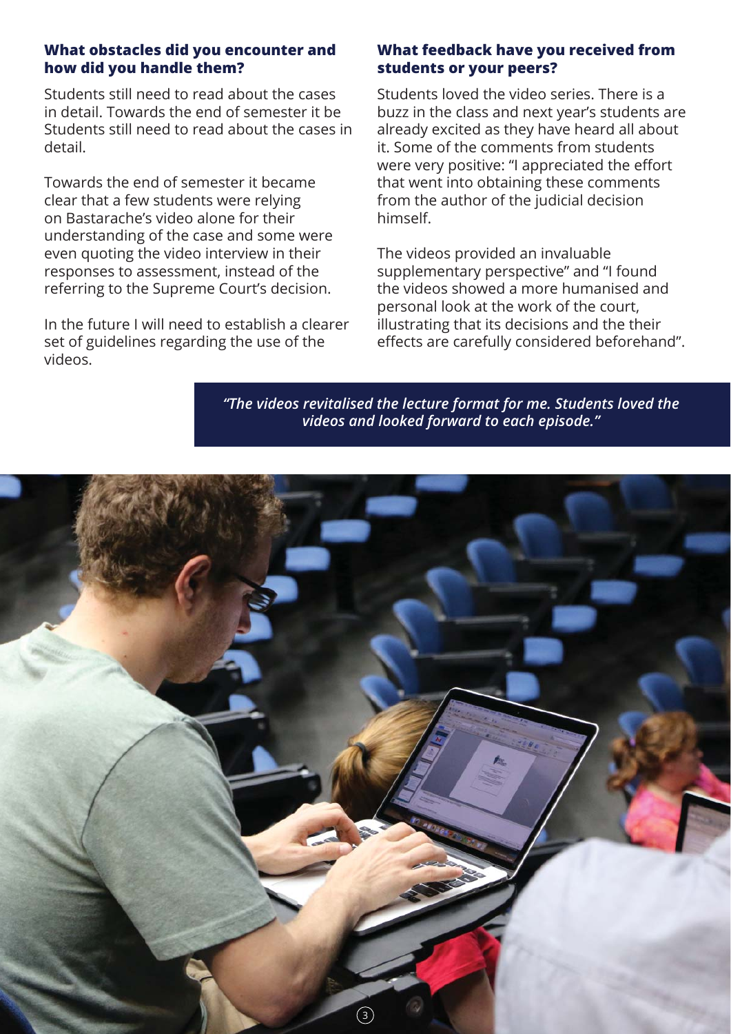### What obstacles did you encounter and how did you handle them?

Students still need to read about the cases in detail. Towards the end of semester it be Students still need to read about the cases in detail.

Towards the end of semester it became clear that a few students were relying on Bastarache's video alone for their understanding of the case and some were even quoting the video interview in their responses to assessment, instead of the referring to the Supreme Court's decision.

In the future I will need to establish a clearer set of guidelines regarding the use of the videos.

### What feedback have you received from students or your peers?

Students loved the video series. There is a buzz in the class and next year's students are already excited as they have heard all about it. Some of the comments from students were very positive: "I appreciated the effort that went into obtaining these comments from the author of the judicial decision himself.

The videos provided an invaluable supplementary perspective" and "I found the videos showed a more humanised and personal look at the work of the court, illustrating that its decisions and the their effects are carefully considered beforehand".

> ***"The videos revitalised the lecture format for me. Students loved the videos and looked forward to each episode."***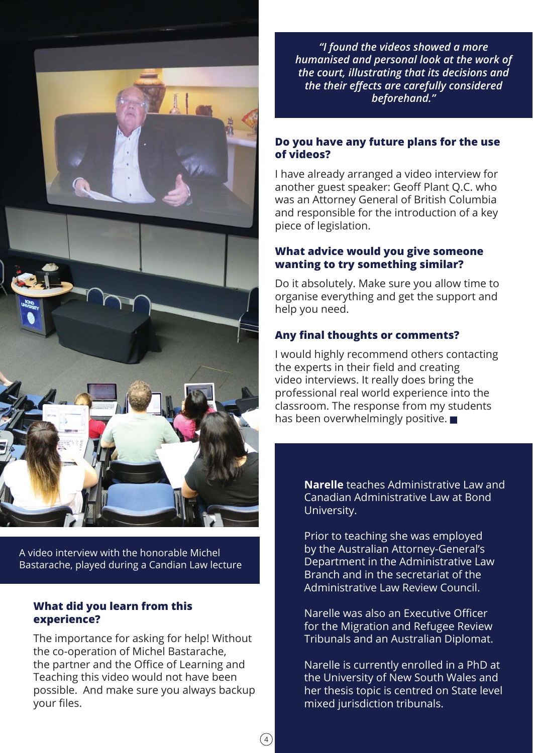A video interview with the honorable Michel Bastarache, played during a Candian Law lecture

### What did you learn from this experience?

The importance for asking for help! Without the co-operation of Michel Bastarache, the partner and the Office of Learning and Teaching this video would not have been possible. And make sure you always backup your files.

*"I found the videos showed a more humanised and personal look at the work of the court, illustrating that its decisions and the their effects are carefully considered beforehand."*

### Do you have any future plans for the use of videos?

I have already arranged a video interview for another guest speaker: Geoff Plant Q.C. who was an Attorney General of British Columbia and responsible for the introduction of a key piece of legislation.

### What advice would you give someone wanting to try something similar?

Do it absolutely. Make sure you allow time to organise everything and get the support and help you need.

### Any final thoughts or comments?

I would highly recommend others contacting the experts in their field and creating video interviews. It really does bring the professional real world experience into the classroom. The response from my students has been overwhelmingly positive. ■

**Narelle** teaches Administrative Law and Canadian Administrative Law at Bond University.

Prior to teaching she was employed by the Australian Attorney-General's Department in the Administrative Law Branch and in the secretariat of the Administrative Law Review Council.

Narelle was also an Executive Officer for the Migration and Refugee Review Tribunals and an Australian Diplomat.

Narelle is currently enrolled in a PhD at the University of New South Wales and her thesis topic is centred on State level mixed jurisdiction tribunals.